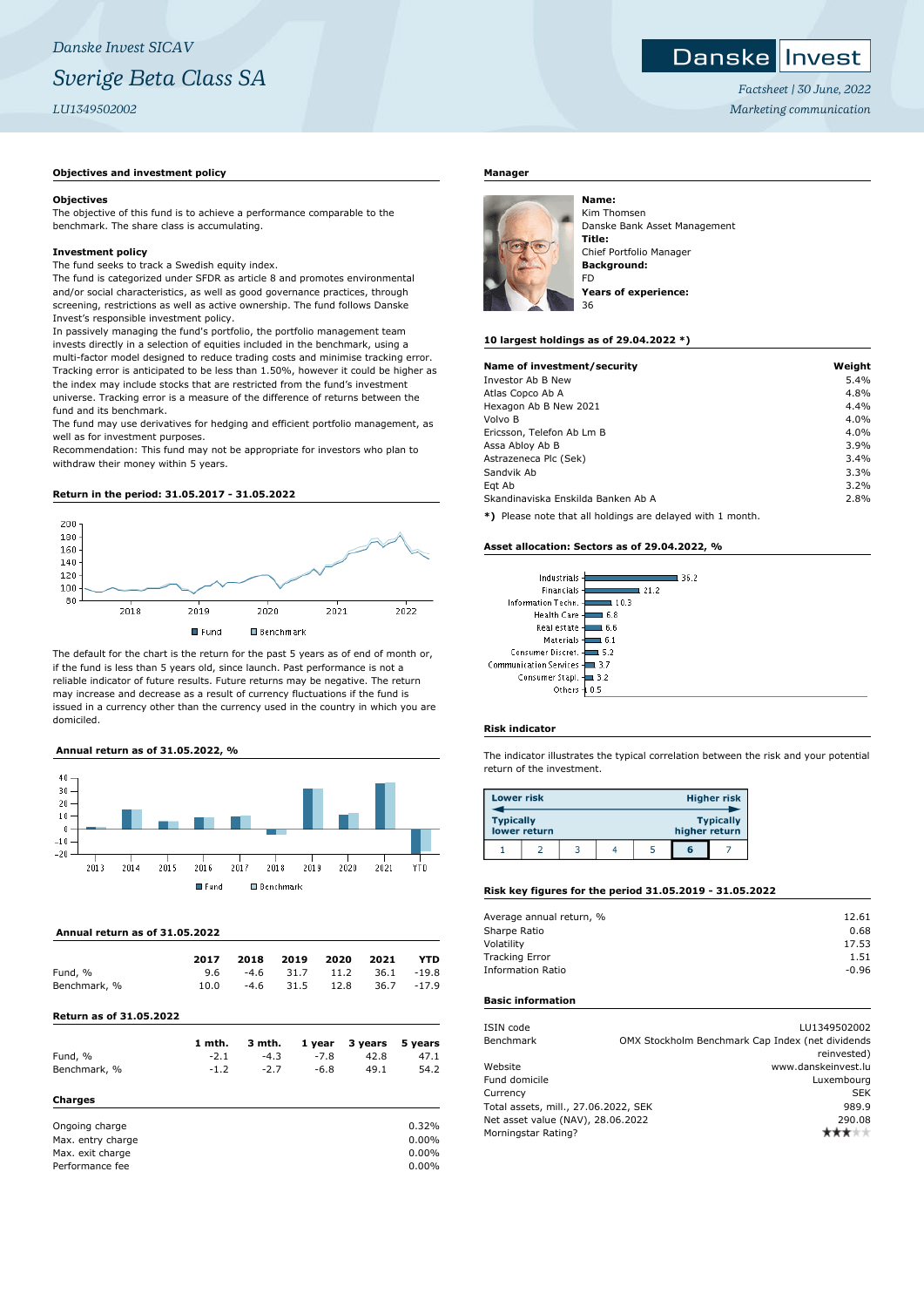*Danske Invest SICAV*

# *Sverige Beta Class SA*

*LU1349502002*

Danske Invest

*Factsheet | 30 June, 2022*
*Marketing communication*

## Objectives and investment policy

**Objectives**
The objective of this fund is to achieve a performance comparable to the benchmark. The share class is accumulating.

**Investment policy**
The fund seeks to track a Swedish equity index.
The fund is categorized under SFDR as article 8 and promotes environmental and/or social characteristics, as well as good governance practices, through screening, restrictions as well as active ownership. The fund follows Danske Invest's responsible investment policy.
In passively managing the fund's portfolio, the portfolio management team invests directly in a selection of equities included in the benchmark, using a multi-factor model designed to reduce trading costs and minimise tracking error. Tracking error is anticipated to be less than 1.50%, however it could be higher as the index may include stocks that are restricted from the fund's investment universe. Tracking error is a measure of the difference of returns between the fund and its benchmark.
The fund may use derivatives for hedging and efficient portfolio management, as well as for investment purposes.
Recommendation: This fund may not be appropriate for investors who plan to withdraw their money within 5 years.

## Return in the period: 31.05.2017 - 31.05.2022

The default for the chart is the return for the past 5 years as of end of month or, if the fund is less than 5 years old, since launch. Past performance is not a reliable indicator of future results. Future returns may be negative. The return may increase and decrease as a result of currency fluctuations if the fund is issued in a currency other than the currency used in the country in which you are domiciled.

## Annual return as of 31.05.2022, %

## Annual return as of 31.05.2022

| | 2017 | 2018 | 2019 | 2020 | 2021 | YTD |
|---|---|---|---|---|---|---|
| Fund, % | 9.6 | -4.6 | 31.7 | 11.2 | 36.1 | -19.8 |
| Benchmark, % | 10.0 | -4.6 | 31.5 | 12.8 | 36.7 | -17.9 |

## Return as of 31.05.2022

| | 1 mth. | 3 mth. | 1 year | 3 years | 5 years |
|---|---|---|---|---|---|
| Fund, % | -2.1 | -4.3 | -7.8 | 42.8 | 47.1 |
| Benchmark, % | -1.2 | -2.7 | -6.8 | 49.1 | 54.2 |

## Charges

| | |
|---|---|
| Ongoing charge | 0.32% |
| Max. entry charge | 0.00% |
| Max. exit charge | 0.00% |
| Performance fee | 0.00% |

## Manager

**Name:**
Kim Thomsen
Danske Bank Asset Management
**Title:**
Chief Portfolio Manager
**Background:**
FD
**Years of experience:**
36

## 10 largest holdings as of 29.04.2022 *)

| Name of investment/security | Weight |
|---|---|
| Investor Ab B New | 5.4% |
| Atlas Copco Ab A | 4.8% |
| Hexagon Ab B New 2021 | 4.4% |
| Volvo B | 4.0% |
| Ericsson, Telefon Ab Lm B | 4.0% |
| Assa Abloy Ab B | 3.9% |
| Astrazeneca Plc (Sek) | 3.4% |
| Sandvik Ab | 3.3% |
| Eqt Ab | 3.2% |
| Skandinaviska Enskilda Banken Ab A | 2.8% |

**\*)** Please note that all holdings are delayed with 1 month.

## Asset allocation: Sectors as of 29.04.2022, %

| Sector | % |
|---|---|
| Industrials | 36.2 |
| Financials | 21.2 |
| Information Techn. | 10.3 |
| Health Care | 6.8 |
| Real estate | 6.6 |
| Materials | 6.1 |
| Consumer Discret. | 5.2 |
| Communication Services | 3.7 |
| Consumer Stapl. | 3.2 |
| Others | 0.5 |

## Risk indicator

The indicator illustrates the typical correlation between the risk and your potential return of the investment.

Lower risk — Higher risk
Typically lower return — Typically higher return

| 1 | 2 | 3 | 4 | 5 | **6** | 7 |
|---|---|---|---|---|---|---|

## Risk key figures for the period 31.05.2019 - 31.05.2022

| | |
|---|---|
| Average annual return, % | 12.61 |
| Sharpe Ratio | 0.68 |
| Volatility | 17.53 |
| Tracking Error | 1.51 |
| Information Ratio | -0.96 |

## Basic information

| | |
|---|---|
| ISIN code | LU1349502002 |
| Benchmark | OMX Stockholm Benchmark Cap Index (net dividends reinvested) |
| Website | www.danskeinvest.lu |
| Fund domicile | Luxembourg |
| Currency | SEK |
| Total assets, mill., 27.06.2022, SEK | 989.9 |
| Net asset value (NAV), 28.06.2022 | 290.08 |
| Morningstar Rating? | ★★★☆☆ |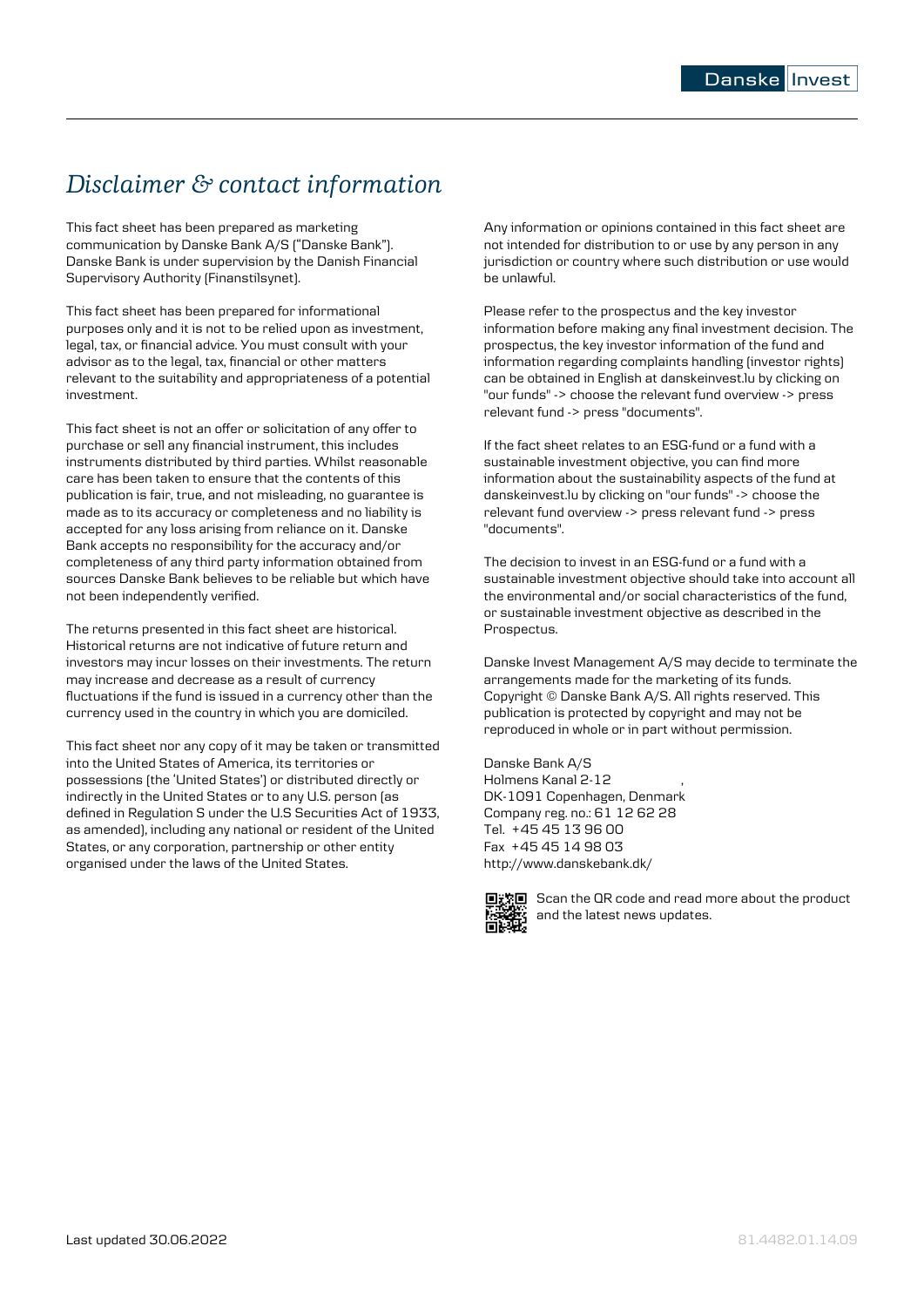# *Disclaimer & contact information*

This fact sheet has been prepared as marketing communication by Danske Bank A/S ("Danske Bank"). Danske Bank is under supervision by the Danish Financial Supervisory Authority (Finanstilsynet).

This fact sheet has been prepared for informational purposes only and it is not to be relied upon as investment, legal, tax, or financial advice. You must consult with your advisor as to the legal, tax, financial or other matters relevant to the suitability and appropriateness of a potential investment.

This fact sheet is not an offer or solicitation of any offer to purchase or sell any financial instrument, this includes instruments distributed by third parties. Whilst reasonable care has been taken to ensure that the contents of this publication is fair, true, and not misleading, no guarantee is made as to its accuracy or completeness and no liability is accepted for any loss arising from reliance on it. Danske Bank accepts no responsibility for the accuracy and/or completeness of any third party information obtained from sources Danske Bank believes to be reliable but which have not been independently verified.

The returns presented in this fact sheet are historical. Historical returns are not indicative of future return and investors may incur losses on their investments. The return may increase and decrease as a result of currency fluctuations if the fund is issued in a currency other than the currency used in the country in which you are domiciled.

This fact sheet nor any copy of it may be taken or transmitted into the United States of America, its territories or possessions (the 'United States') or distributed directly or indirectly in the United States or to any U.S. person (as defined in Regulation S under the U.S Securities Act of 1933, as amended), including any national or resident of the United States, or any corporation, partnership or other entity organised under the laws of the United States.

Any information or opinions contained in this fact sheet are not intended for distribution to or use by any person in any jurisdiction or country where such distribution or use would be unlawful.

Please refer to the prospectus and the key investor information before making any final investment decision. The prospectus, the key investor information of the fund and information regarding complaints handling (investor rights) can be obtained in English at danskeinvest.lu by clicking on "our funds" -> choose the relevant fund overview -> press relevant fund -> press "documents".

If the fact sheet relates to an ESG-fund or a fund with a sustainable investment objective, you can find more information about the sustainability aspects of the fund at danskeinvest.lu by clicking on "our funds" -> choose the relevant fund overview -> press relevant fund -> press "documents".

The decision to invest in an ESG-fund or a fund with a sustainable investment objective should take into account all the environmental and/or social characteristics of the fund, or sustainable investment objective as described in the Prospectus.

Danske Invest Management A/S may decide to terminate the arrangements made for the marketing of its funds. Copyright © Danske Bank A/S. All rights reserved. This publication is protected by copyright and may not be reproduced in whole or in part without permission.

Danske Bank A/S
Holmens Kanal 2-12
DK-1091 Copenhagen, Denmark
Company reg. no.: 61 12 62 28
Tel. +45 45 13 96 00
Fax +45 45 14 98 03
http://www.danskebank.dk/

Scan the QR code and read more about the product and the latest news updates.

Last updated 30.06.2022

81.4482.01.14.09